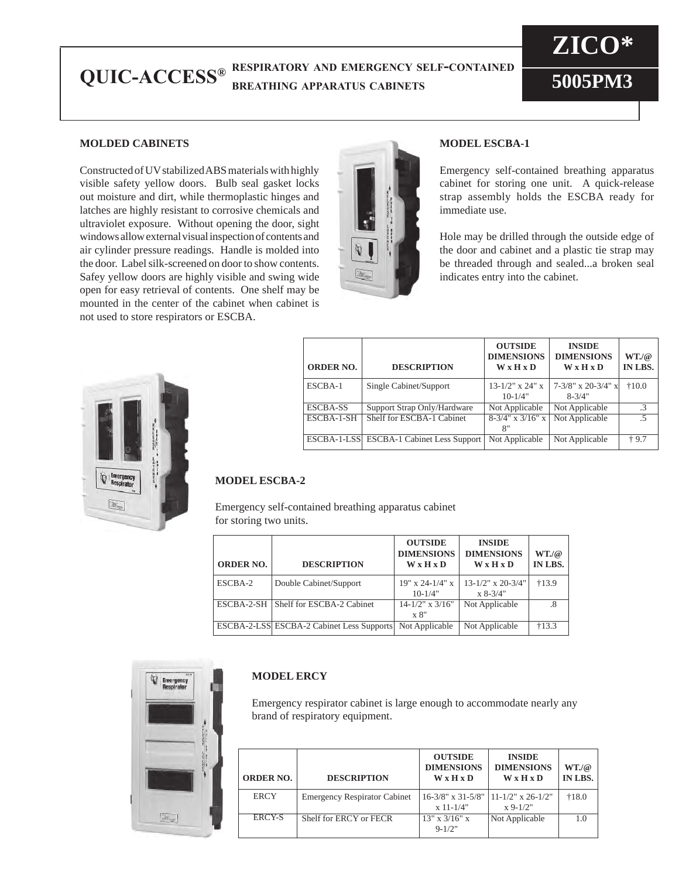# ZICO*

# 5005PM3

## QUIC-ACCESS® RESPIRATORY AND EMERGENCY SELF-CONTAINED BREATHING APPARATUS CABINETS

### MOLDED CABINETS

Constructed of UV stabilized ABS materials with highly visible safety yellow doors. Bulb seal gasket locks out moisture and dirt, while thermoplastic hinges and latches are highly resistant to corrosive chemicals and ultraviolet exposure. Without opening the door, sight windows allow external visual inspection of contents and air cylinder pressure readings. Handle is molded into the door. Label silk-screened on door to show contents. Safey yellow doors are highly visible and swing wide open for easy retrieval of contents. One shelf may be mounted in the center of the cabinet when cabinet is not used to store respirators or ESCBA.

### MODEL ESCBA-1

Emergency self-contained breathing apparatus cabinet for storing one unit. A quick-release strap assembly holds the ESCBA ready for immediate use.

Hole may be drilled through the outside edge of the door and cabinet and a plastic tie strap may be threaded through and sealed...a broken seal indicates entry into the cabinet.

| ORDER NO. | DESCRIPTION | OUTSIDE DIMENSIONS W x H x D | INSIDE DIMENSIONS W x H x D | WT./@ IN LBS. |
|---|---|---|---|---|
| ESCBA-1 | Single Cabinet/Support | 13-1/2" x 24" x 10-1/4" | 7-3/8" x 20-3/4" x 8-3/4" | †10.0 |
| ESCBA-SS | Support Strap Only/Hardware | Not Applicable | Not Applicable | .3 |
| ESCBA-1-SH | Shelf for ESCBA-1 Cabinet | 8-3/4" x 3/16" x 8" | Not Applicable | .5 |
| ESCBA-1-LSS | ESCBA-1 Cabinet Less Support | Not Applicable | Not Applicable | † 9.7 |

### MODEL ESCBA-2

Emergency self-contained breathing apparatus cabinet for storing two units.

| ORDER NO. | DESCRIPTION | OUTSIDE DIMENSIONS W x H x D | INSIDE DIMENSIONS W x H x D | WT./@ IN LBS. |
|---|---|---|---|---|
| ESCBA-2 | Double Cabinet/Support | 19" x 24-1/4" x 10-1/4" | 13-1/2" x 20-3/4" x 8-3/4" | †13.9 |
| ESCBA-2-SH | Shelf for ESCBA-2 Cabinet | 14-1/2" x 3/16" x 8" | Not Applicable | .8 |
| ESCBA-2-LSS | ESCBA-2 Cabinet Less Supports | Not Applicable | Not Applicable | †13.3 |

### MODEL ERCY

Emergency respirator cabinet is large enough to accommodate nearly any brand of respiratory equipment.

| ORDER NO. | DESCRIPTION | OUTSIDE DIMENSIONS W x H x D | INSIDE DIMENSIONS W x H x D | WT./@ IN LBS. |
|---|---|---|---|---|
| ERCY | Emergency Respirator Cabinet | 16-3/8" x 31-5/8" x 11-1/4" | 11-1/2" x 26-1/2" x 9-1/2" | †18.0 |
| ERCY-S | Shelf for ERCY or FECR | 13" x 3/16" x 9-1/2" | Not Applicable | 1.0 |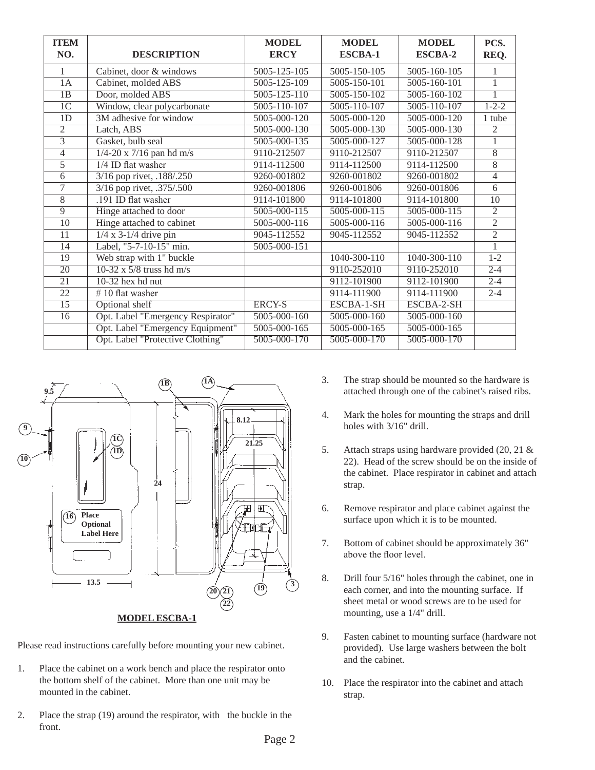| ITEM NO. | DESCRIPTION | MODEL ERCY | MODEL ESCBA-1 | MODEL ESCBA-2 | PCS. REQ. |
|---|---|---|---|---|---|
| 1 | Cabinet, door & windows | 5005-125-105 | 5005-150-105 | 5005-160-105 | 1 |
| 1A | Cabinet, molded ABS | 5005-125-109 | 5005-150-101 | 5005-160-101 | 1 |
| 1B | Door, molded ABS | 5005-125-110 | 5005-150-102 | 5005-160-102 | 1 |
| 1C | Window, clear polycarbonate | 5005-110-107 | 5005-110-107 | 5005-110-107 | 1-2-2 |
| 1D | 3M adhesive for window | 5005-000-120 | 5005-000-120 | 5005-000-120 | 1 tube |
| 2 | Latch, ABS | 5005-000-130 | 5005-000-130 | 5005-000-130 | 2 |
| 3 | Gasket, bulb seal | 5005-000-135 | 5005-000-127 | 5005-000-128 | 1 |
| 4 | 1/4-20 x 7/16 pan hd m/s | 9110-212507 | 9110-212507 | 9110-212507 | 8 |
| 5 | 1/4 ID flat washer | 9114-112500 | 9114-112500 | 9114-112500 | 8 |
| 6 | 3/16 pop rivet, .188/.250 | 9260-001802 | 9260-001802 | 9260-001802 | 4 |
| 7 | 3/16 pop rivet, .375/.500 | 9260-001806 | 9260-001806 | 9260-001806 | 6 |
| 8 | .191 ID flat washer | 9114-101800 | 9114-101800 | 9114-101800 | 10 |
| 9 | Hinge attached to door | 5005-000-115 | 5005-000-115 | 5005-000-115 | 2 |
| 10 | Hinge attached to cabinet | 5005-000-116 | 5005-000-116 | 5005-000-116 | 2 |
| 11 | 1/4 x 3-1/4 drive pin | 9045-112552 | 9045-112552 | 9045-112552 | 2 |
| 14 | Label, "5-7-10-15" min. | 5005-000-151 | | | 1 |
| 19 | Web strap with 1" buckle | | 1040-300-110 | 1040-300-110 | 1-2 |
| 20 | 10-32 x 5/8 truss hd m/s | | 9110-252010 | 9110-252010 | 2-4 |
| 21 | 10-32 hex hd nut | | 9112-101900 | 9112-101900 | 2-4 |
| 22 | # 10 flat washer | | 9114-111900 | 9114-111900 | 2-4 |
| 15 | Optional shelf | ERCY-S | ESCBA-1-SH | ESCBA-2-SH | |
| 16 | Opt. Label "Emergency Respirator" | 5005-000-160 | 5005-000-160 | 5005-000-160 | |
| | Opt. Label "Emergency Equipment" | 5005-000-165 | 5005-000-165 | 5005-000-165 | |
| | Opt. Label "Protective Clothing" | 5005-000-170 | 5005-000-170 | 5005-000-170 | |

9.5
1B
1A
9
10
1C
1D
8.12
21.25
24
16 Place Optional Label Here
13.5
20 21
22
19
3

**MODEL ESCBA-1**

Please read instructions carefully before mounting your new cabinet.

1. Place the cabinet on a work bench and place the respirator onto the bottom shelf of the cabinet. More than one unit may be mounted in the cabinet.

2. Place the strap (19) around the respirator, with the buckle in the front.

3. The strap should be mounted so the hardware is attached through one of the cabinet's raised ribs.

4. Mark the holes for mounting the straps and drill holes with 3/16" drill.

5. Attach straps using hardware provided (20, 21 & 22). Head of the screw should be on the inside of the cabinet. Place respirator in cabinet and attach strap.

6. Remove respirator and place cabinet against the surface upon which it is to be mounted.

7. Bottom of cabinet should be approximately 36" above the floor level.

8. Drill four 5/16" holes through the cabinet, one in each corner, and into the mounting surface. If sheet metal or wood screws are to be used for mounting, use a 1/4" drill.

9. Fasten cabinet to mounting surface (hardware not provided). Use large washers between the bolt and the cabinet.

10. Place the respirator into the cabinet and attach strap.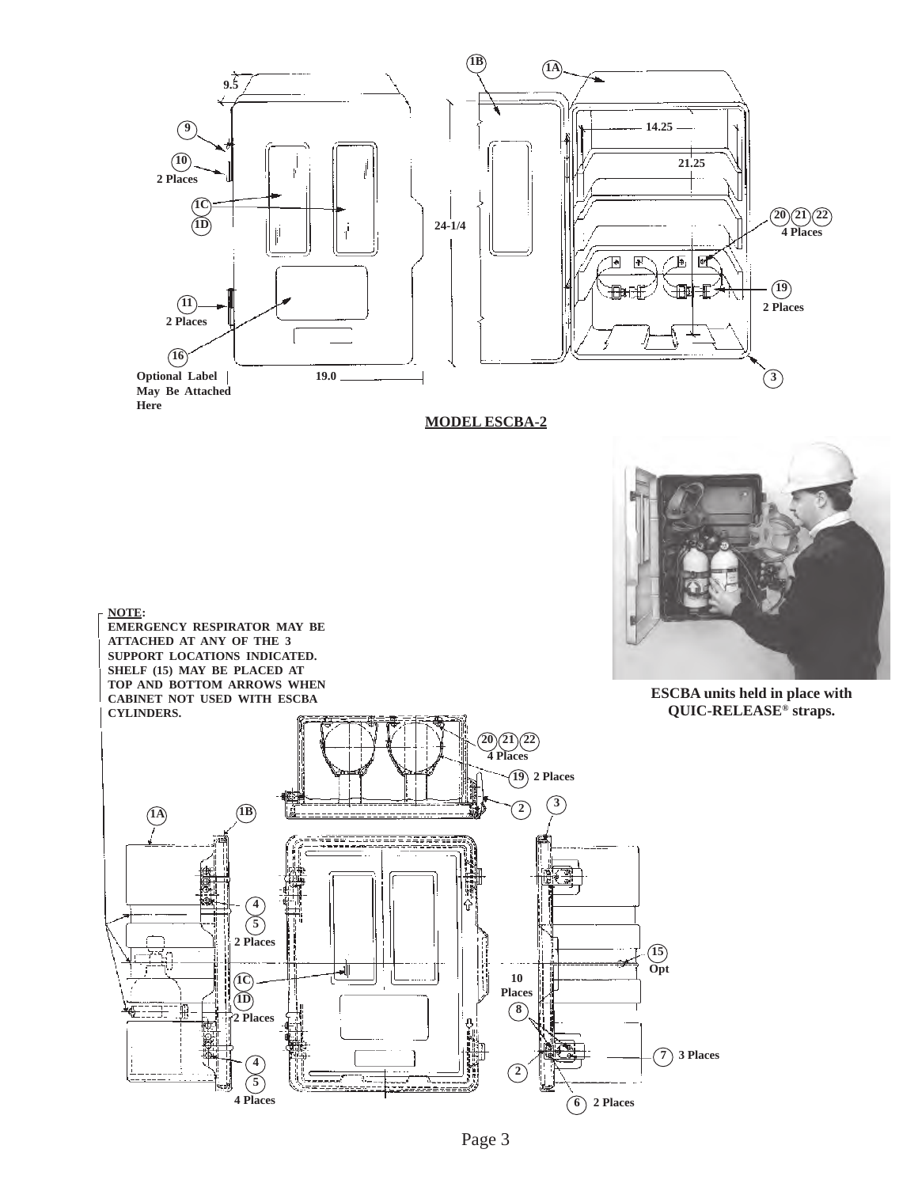**MODEL ESCBA-2**

9.5

14.25

21.25

24-1/4

19.0

1A

1B

1C

1D

9

10 2 Places

11 2 Places

16

Optional Label May Be Attached Here

20 21 22 4 Places

19 2 Places

3

ESCBA units held in place with QUIC-RELEASE® straps.

**NOTE**:
EMERGENCY RESPIRATOR MAY BE ATTACHED AT ANY OF THE 3 SUPPORT LOCATIONS INDICATED. SHELF (15) MAY BE PLACED AT TOP AND BOTTOM ARROWS WHEN CABINET NOT USED WITH ESCBA CYLINDERS.

20 21 22 4 Places

19 2 Places

2

3

1A

1B

4 5 2 Places

1C 1D 2 Places

4 5 4 Places

10 Places

8

2

6 2 Places

15 Opt

7 3 Places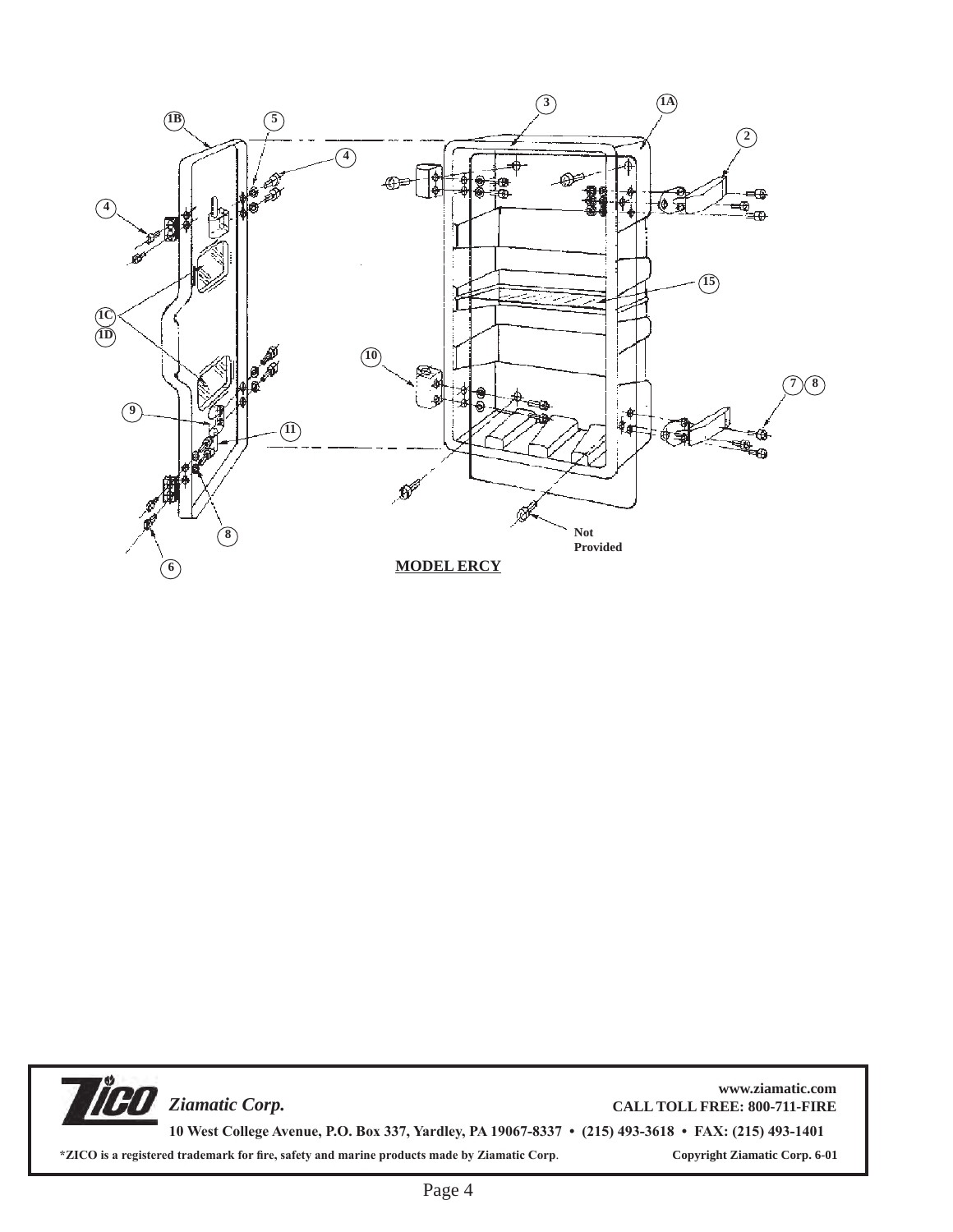1B

5

4

4

3

1A

2

15

1C

1D

10

7 8

9

11

8

6

Not Provided

**MODEL ERCY**

*Ziamatic Corp.*

**www.ziamatic.com**

**CALL TOLL FREE: 800-711-FIRE**

**10 West College Avenue, P.O. Box 337, Yardley, PA 19067-8337 • (215) 493-3618 • FAX: (215) 493-1401**

**\*ZICO is a registered trademark for fire, safety and marine products made by Ziamatic Corp.**

**Copyright Ziamatic Corp. 6-01**